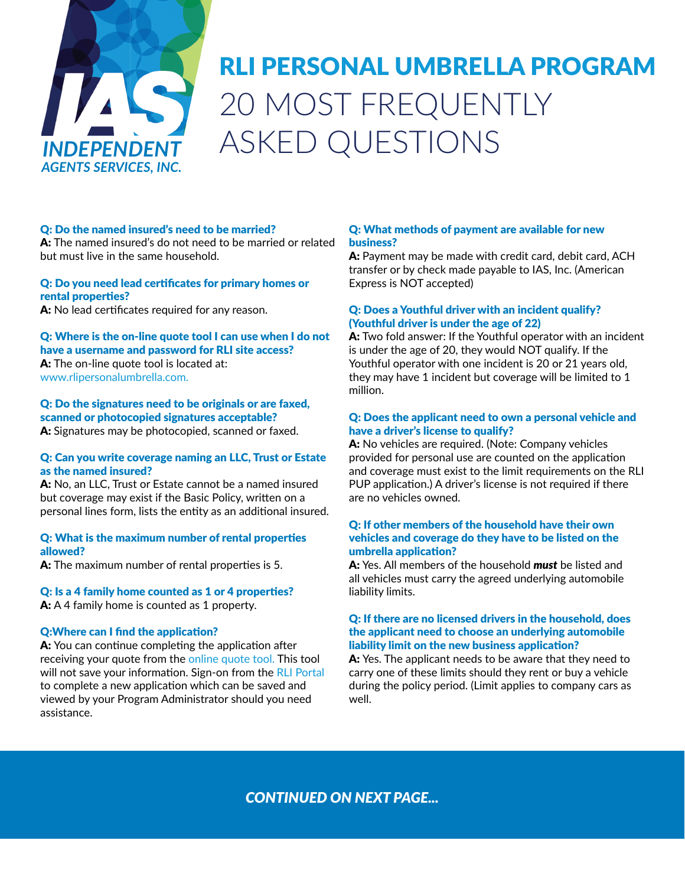INDEPENDENT AGENTS SERVICES, INC.

# RLI PERSONAL UMBRELLA PROGRAM
# 20 MOST FREQUENTLY ASKED QUESTIONS

**Q: Do the named insured's need to be married?**
**A:** The named insured's do not need to be married or related but must live in the same household.

**Q: Do you need lead certificates for primary homes or rental properties?**
**A:** No lead certificates required for any reason.

**Q: Where is the on-line quote tool I can use when I do not have a username and password for RLI site access?**
**A:** The on-line quote tool is located at: www.rlipersonalumbrella.com.

**Q: Do the signatures need to be originals or are faxed, scanned or photocopied signatures acceptable?**
**A:** Signatures may be photocopied, scanned or faxed.

**Q: Can you write coverage naming an LLC, Trust or Estate as the named insured?**
**A:** No, an LLC, Trust or Estate cannot be a named insured but coverage may exist if the Basic Policy, written on a personal lines form, lists the entity as an additional insured.

**Q: What is the maximum number of rental properties allowed?**
**A:** The maximum number of rental properties is 5.

**Q: Is a 4 family home counted as 1 or 4 properties?**
**A:** A 4 family home is counted as 1 property.

**Q:Where can I find the application?**
**A:** You can continue completing the application after receiving your quote from the online quote tool. This tool will not save your information. Sign-on from the RLI Portal to complete a new application which can be saved and viewed by your Program Administrator should you need assistance.

**Q: What methods of payment are available for new business?**
**A:** Payment may be made with credit card, debit card, ACH transfer or by check made payable to IAS, Inc. (American Express is NOT accepted)

**Q: Does a Youthful driver with an incident qualify? (Youthful driver is under the age of 22)**
**A:** Two fold answer: If the Youthful operator with an incident is under the age of 20, they would NOT qualify. If the Youthful operator with one incident is 20 or 21 years old, they may have 1 incident but coverage will be limited to 1 million.

**Q: Does the applicant need to own a personal vehicle and have a driver's license to qualify?**
**A:** No vehicles are required. (Note: Company vehicles provided for personal use are counted on the application and coverage must exist to the limit requirements on the RLI PUP application.) A driver's license is not required if there are no vehicles owned.

**Q: If other members of the household have their own vehicles and coverage do they have to be listed on the umbrella application?**
**A:** Yes. All members of the household ***must*** be listed and all vehicles must carry the agreed underlying automobile liability limits.

**Q: If there are no licensed drivers in the household, does the applicant need to choose an underlying automobile liability limit on the new business application?**
**A:** Yes. The applicant needs to be aware that they need to carry one of these limits should they rent or buy a vehicle during the policy period. (Limit applies to company cars as well.

*CONTINUED ON NEXT PAGE...*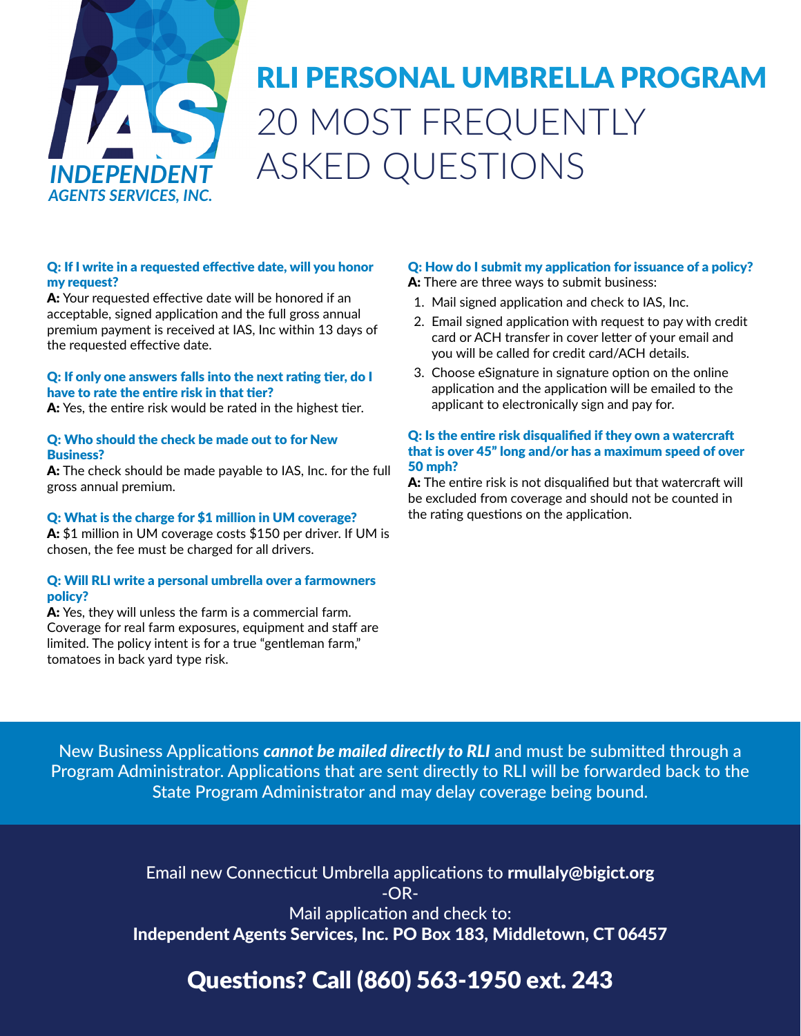# RLI PERSONAL UMBRELLA PROGRAM

# 20 MOST FREQUENTLY ASKED QUESTIONS

**IAS INDEPENDENT AGENTS SERVICES, INC.**

**Q: If I write in a requested effective date, will you honor my request?**

**A:** Your requested effective date will be honored if an acceptable, signed application and the full gross annual premium payment is received at IAS, Inc within 13 days of the requested effective date.

**Q: If only one answers falls into the next rating tier, do I have to rate the entire risk in that tier?**

**A:** Yes, the entire risk would be rated in the highest tier.

**Q: Who should the check be made out to for New Business?**

**A:** The check should be made payable to IAS, Inc. for the full gross annual premium.

**Q: What is the charge for $1 million in UM coverage?**

**A:** $1 million in UM coverage costs $150 per driver. If UM is chosen, the fee must be charged for all drivers.

**Q: Will RLI write a personal umbrella over a farmowners policy?**

**A:** Yes, they will unless the farm is a commercial farm. Coverage for real farm exposures, equipment and staff are limited. The policy intent is for a true "gentleman farm," tomatoes in back yard type risk.

**Q: How do I submit my application for issuance of a policy?**

**A:** There are three ways to submit business:

1. Mail signed application and check to IAS, Inc.
2. Email signed application with request to pay with credit card or ACH transfer in cover letter of your email and you will be called for credit card/ACH details.
3. Choose eSignature in signature option on the online application and the application will be emailed to the applicant to electronically sign and pay for.

**Q: Is the entire risk disqualified if they own a watercraft that is over 45" long and/or has a maximum speed of over 50 mph?**

**A:** The entire risk is not disqualified but that watercraft will be excluded from coverage and should not be counted in the rating questions on the application.

New Business Applications ***cannot be mailed directly to RLI*** and must be submitted through a Program Administrator. Applications that are sent directly to RLI will be forwarded back to the State Program Administrator and may delay coverage being bound.

Email new Connecticut Umbrella applications to **rmullaly@bigict.org**

-OR-

Mail application and check to:

**Independent Agents Services, Inc. PO Box 183, Middletown, CT 06457**

## Questions? Call (860) 563-1950 ext. 243